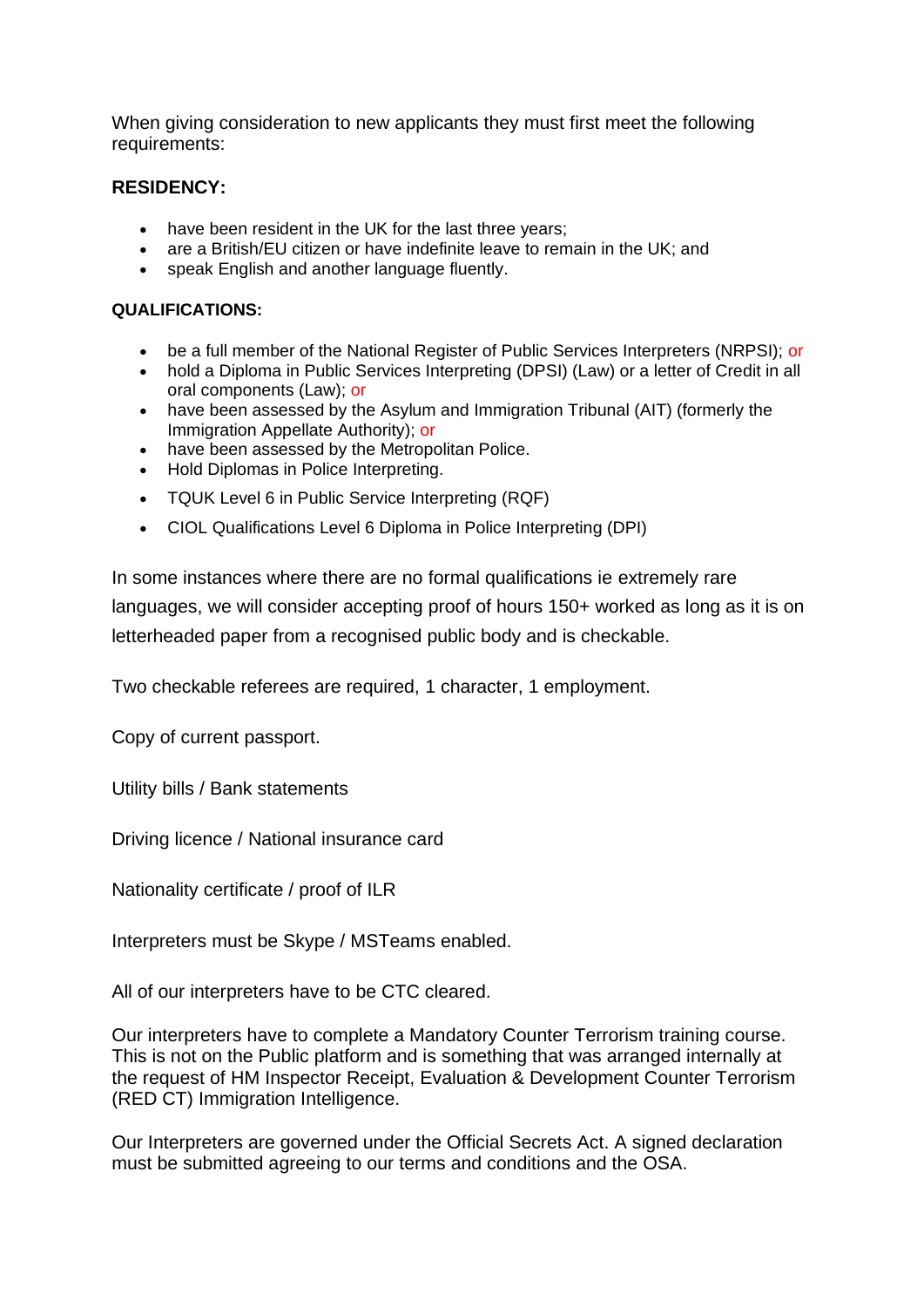When giving consideration to new applicants they must first meet the following requirements:

**RESIDENCY:**

- have been resident in the UK for the last three years;
- are a British/EU citizen or have indefinite leave to remain in the UK; and
- speak English and another language fluently.

**QUALIFICATIONS:**

- be a full member of the National Register of Public Services Interpreters (NRPSI); or
- hold a Diploma in Public Services Interpreting (DPSI) (Law) or a letter of Credit in all oral components (Law); or
- have been assessed by the Asylum and Immigration Tribunal (AIT) (formerly the Immigration Appellate Authority); or
- have been assessed by the Metropolitan Police.
- Hold Diplomas in Police Interpreting.
- TQUK Level 6 in Public Service Interpreting (RQF)
- CIOL Qualifications Level 6 Diploma in Police Interpreting (DPI)

In some instances where there are no formal qualifications ie extremely rare languages, we will consider accepting proof of hours 150+ worked as long as it is on letterheaded paper from a recognised public body and is checkable.

Two checkable referees are required, 1 character, 1 employment.

Copy of current passport.

Utility bills / Bank statements

Driving licence / National insurance card

Nationality certificate / proof of ILR

Interpreters must be Skype / MSTeams enabled.

All of our interpreters have to be CTC cleared.

Our interpreters have to complete a Mandatory Counter Terrorism training course. This is not on the Public platform and is something that was arranged internally at the request of HM Inspector Receipt, Evaluation & Development Counter Terrorism (RED CT) Immigration Intelligence.

Our Interpreters are governed under the Official Secrets Act. A signed declaration must be submitted agreeing to our terms and conditions and the OSA.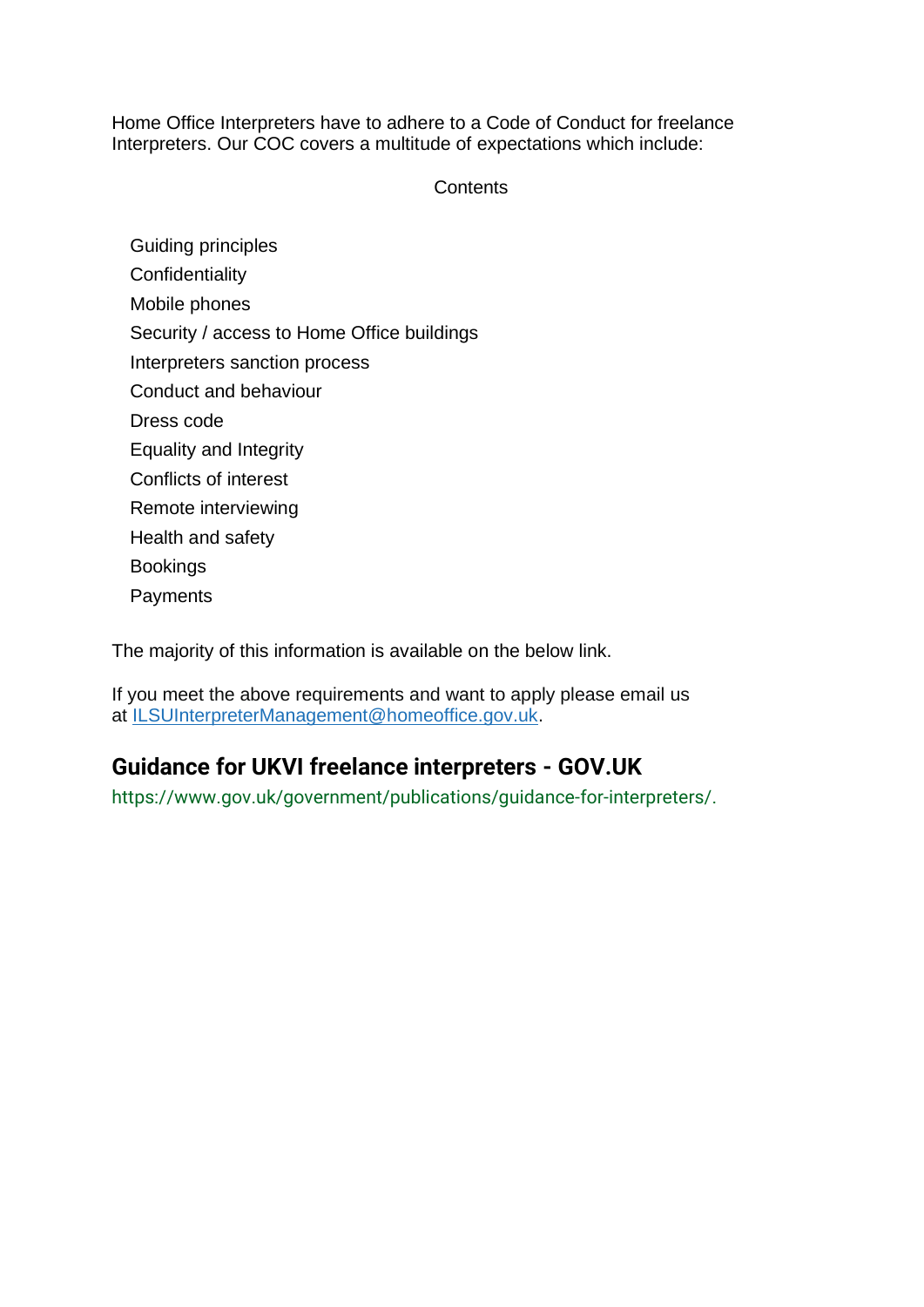Home Office Interpreters have to adhere to a Code of Conduct for freelance Interpreters. Our COC covers a multitude of expectations which include:

Contents

- Guiding principles
- Confidentiality
- Mobile phones
- Security / access to Home Office buildings
- Interpreters sanction process
- Conduct and behaviour
- Dress code
- Equality and Integrity
- Conflicts of interest
- Remote interviewing
- Health and safety
- Bookings
- Payments

The majority of this information is available on the below link.

If you meet the above requirements and want to apply please email us at ILSUInterpreterManagement@homeoffice.gov.uk.

## Guidance for UKVI freelance interpreters - GOV.UK

https://www.gov.uk/government/publications/guidance-for-interpreters/.